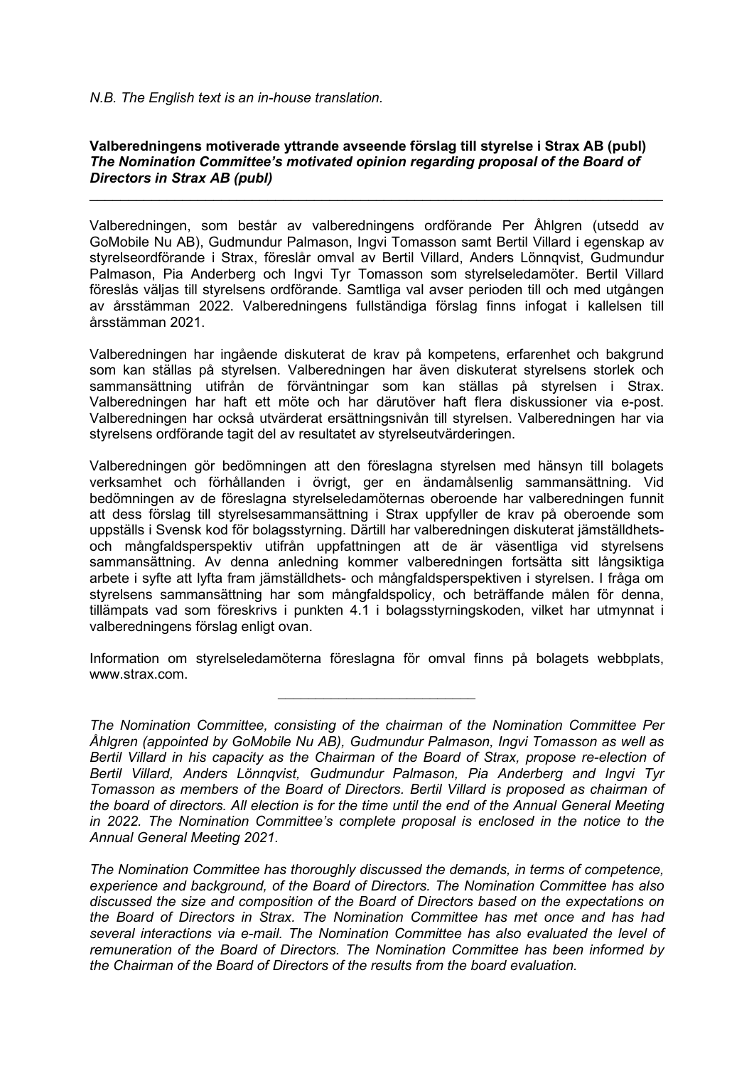*N.B. The English text is an in-house translation.*

**Valberedningens motiverade yttrande avseende förslag till styrelse i Strax AB (publ)**
***The Nomination Committee's motivated opinion regarding proposal of the Board of Directors in Strax AB (publ)***

---

Valberedningen, som består av valberedningens ordförande Per Åhlgren (utsedd av GoMobile Nu AB), Gudmundur Palmason, Ingvi Tomasson samt Bertil Villard i egenskap av styrelseordförande i Strax, föreslår omval av Bertil Villard, Anders Lönnqvist, Gudmundur Palmason, Pia Anderberg och Ingvi Tyr Tomasson som styrelseledamöter. Bertil Villard föreslås väljas till styrelsens ordförande. Samtliga val avser perioden till och med utgången av årsstämman 2022. Valberedningens fullständiga förslag finns infogat i kallelsen till årsstämman 2021.

Valberedningen har ingående diskuterat de krav på kompetens, erfarenhet och bakgrund som kan ställas på styrelsen. Valberedningen har även diskuterat styrelsens storlek och sammansättning utifrån de förväntningar som kan ställas på styrelsen i Strax. Valberedningen har haft ett möte och har därutöver haft flera diskussioner via e-post. Valberedningen har också utvärderat ersättningsnivån till styrelsen. Valberedningen har via styrelsens ordförande tagit del av resultatet av styrelseutvärderingen.

Valberedningen gör bedömningen att den föreslagna styrelsen med hänsyn till bolagets verksamhet och förhållanden i övrigt, ger en ändamålsenlig sammansättning. Vid bedömningen av de föreslagna styrelseledamöternas oberoende har valberedningen funnit att dess förslag till styrelsesammansättning i Strax uppfyller de krav på oberoende som uppställs i Svensk kod för bolagsstyrning. Därtill har valberedningen diskuterat jämställdhets- och mångfaldsperspektiv utifrån uppfattningen att de är väsentliga vid styrelsens sammansättning. Av denna anledning kommer valberedningen fortsätta sitt långsiktiga arbete i syfte att lyfta fram jämställdhets- och mångfaldsperspektiven i styrelsen. I fråga om styrelsens sammansättning har som mångfaldspolicy, och beträffande målen för denna, tillämpats vad som föreskrivs i punkten 4.1 i bolagsstyrningskoden, vilket har utmynnat i valberedningens förslag enligt ovan.

Information om styrelseledamöterna föreslagna för omval finns på bolagets webbplats, www.strax.com.

---

*The Nomination Committee, consisting of the chairman of the Nomination Committee Per Åhlgren (appointed by GoMobile Nu AB), Gudmundur Palmason, Ingvi Tomasson as well as Bertil Villard in his capacity as the Chairman of the Board of Strax, propose re-election of Bertil Villard, Anders Lönnqvist, Gudmundur Palmason, Pia Anderberg and Ingvi Tyr Tomasson as members of the Board of Directors. Bertil Villard is proposed as chairman of the board of directors. All election is for the time until the end of the Annual General Meeting in 2022. The Nomination Committee's complete proposal is enclosed in the notice to the Annual General Meeting 2021.*

*The Nomination Committee has thoroughly discussed the demands, in terms of competence, experience and background, of the Board of Directors. The Nomination Committee has also discussed the size and composition of the Board of Directors based on the expectations on the Board of Directors in Strax. The Nomination Committee has met once and has had several interactions via e-mail. The Nomination Committee has also evaluated the level of remuneration of the Board of Directors. The Nomination Committee has been informed by the Chairman of the Board of Directors of the results from the board evaluation.*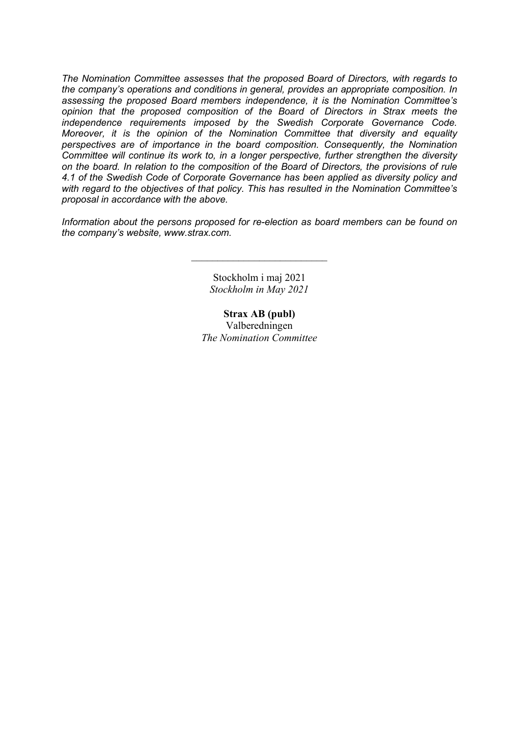*The Nomination Committee assesses that the proposed Board of Directors, with regards to the company's operations and conditions in general, provides an appropriate composition. In assessing the proposed Board members independence, it is the Nomination Committee's opinion that the proposed composition of the Board of Directors in Strax meets the independence requirements imposed by the Swedish Corporate Governance Code. Moreover, it is the opinion of the Nomination Committee that diversity and equality perspectives are of importance in the board composition. Consequently, the Nomination Committee will continue its work to, in a longer perspective, further strengthen the diversity on the board. In relation to the composition of the Board of Directors, the provisions of rule 4.1 of the Swedish Code of Corporate Governance has been applied as diversity policy and with regard to the objectives of that policy. This has resulted in the Nomination Committee's proposal in accordance with the above.*

*Information about the persons proposed for re-election as board members can be found on the company's website, www.strax.com.*

---

Stockholm i maj 2021
*Stockholm in May 2021*

**Strax AB (publ)**
Valberedningen
*The Nomination Committee*